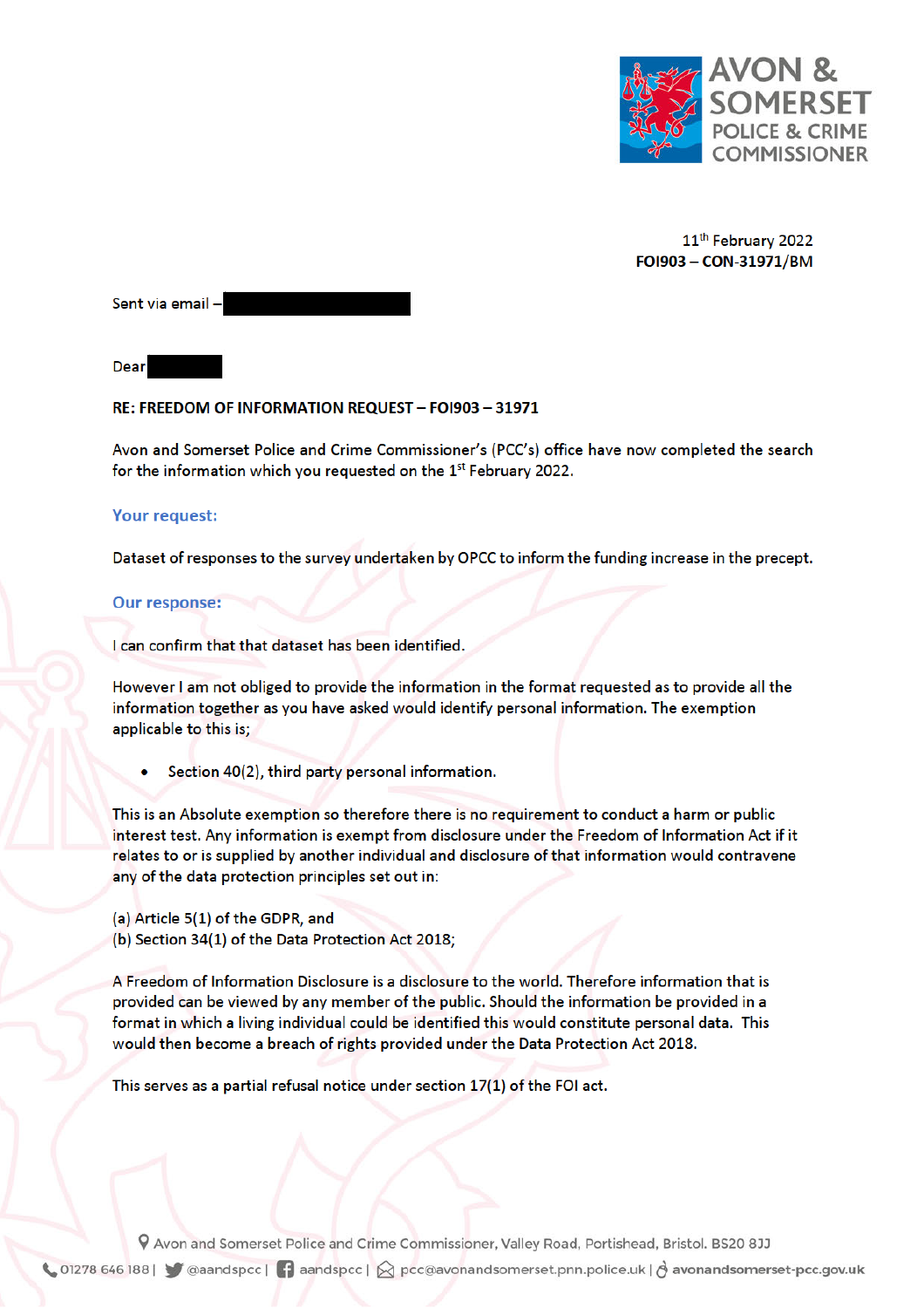AVON & SOMERSET POLICE & CRIME COMMISSIONER

11th February 2022
**FOI903 – CON-31971/BM**

Sent via email –

Dear

**RE: FREEDOM OF INFORMATION REQUEST – FOI903 – 31971**

Avon and Somerset Police and Crime Commissioner's (PCC's) office have now completed the search for the information which you requested on the 1st February 2022.

### Your request:

Dataset of responses to the survey undertaken by OPCC to inform the funding increase in the precept.

### Our response:

I can confirm that that dataset has been identified.

However I am not obliged to provide the information in the format requested as to provide all the information together as you have asked would identify personal information. The exemption applicable to this is;

- Section 40(2), third party personal information.

This is an Absolute exemption so therefore there is no requirement to conduct a harm or public interest test. Any information is exempt from disclosure under the Freedom of Information Act if it relates to or is supplied by another individual and disclosure of that information would contravene any of the data protection principles set out in:

(a) Article 5(1) of the GDPR, and
(b) Section 34(1) of the Data Protection Act 2018;

A Freedom of Information Disclosure is a disclosure to the world. Therefore information that is provided can be viewed by any member of the public. Should the information be provided in a format in which a living individual could be identified this would constitute personal data. This would then become a breach of rights provided under the Data Protection Act 2018.

This serves as a partial refusal notice under section 17(1) of the FOI act.

Avon and Somerset Police and Crime Commissioner, Valley Road, Portishead, Bristol. BS20 8JJ
01278 646 188 | @aandspcc | aandspcc | pcc@avonandsomerset.pnn.police.uk | avonandsomerset-pcc.gov.uk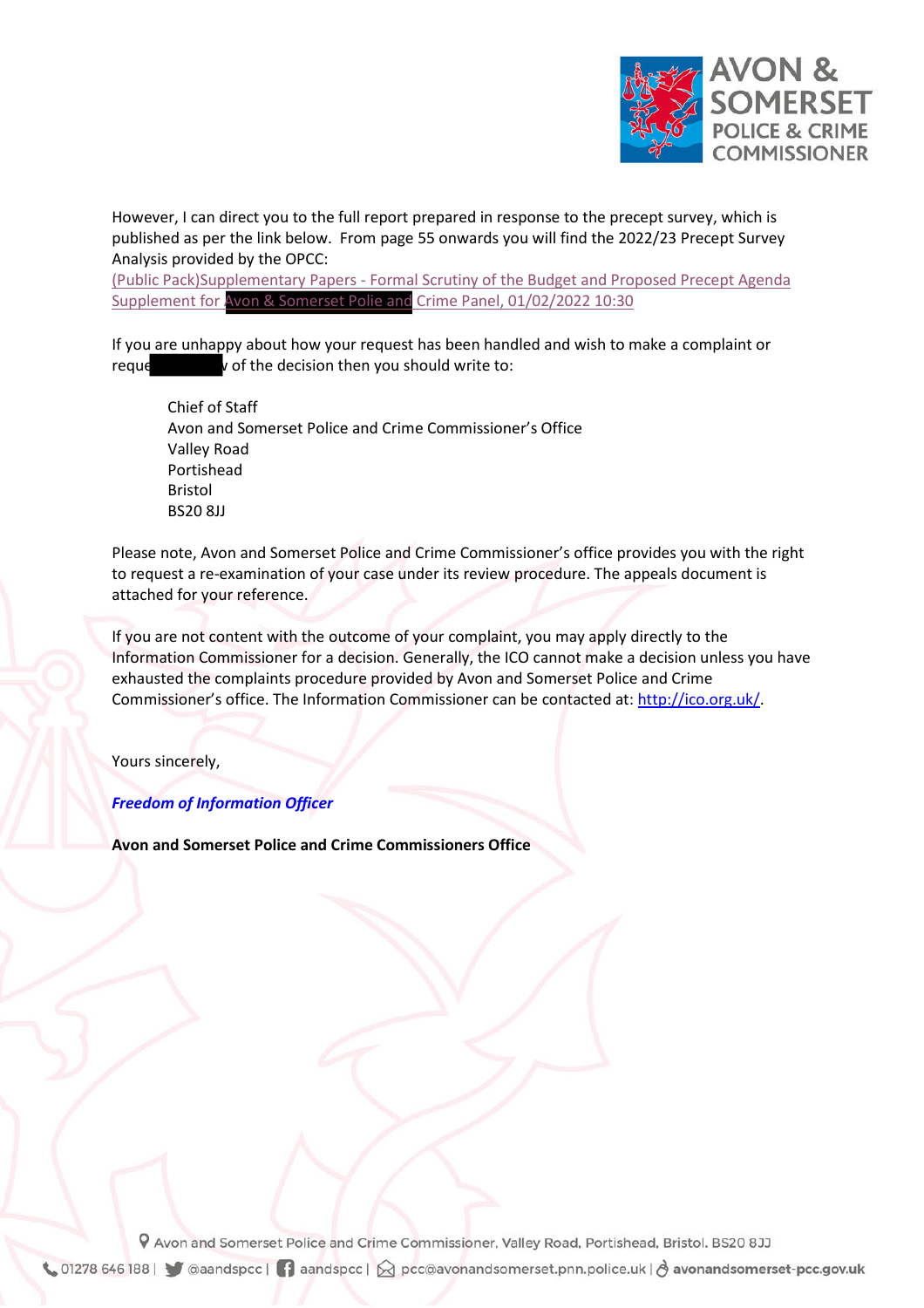However, I can direct you to the full report prepared in response to the precept survey, which is published as per the link below. From page 55 onwards you will find the 2022/23 Precept Survey Analysis provided by the OPCC:

(Public Pack)Supplementary Papers - Formal Scrutiny of the Budget and Proposed Precept Agenda Supplement for Avon & Somerset Polie and Crime Panel, 01/02/2022 10:30

If you are unhappy about how your request has been handled and wish to make a complaint or reque███████ of the decision then you should write to:

Chief of Staff
Avon and Somerset Police and Crime Commissioner's Office
Valley Road
Portishead
Bristol
BS20 8JJ

Please note, Avon and Somerset Police and Crime Commissioner's office provides you with the right to request a re-examination of your case under its review procedure. The appeals document is attached for your reference.

If you are not content with the outcome of your complaint, you may apply directly to the Information Commissioner for a decision. Generally, the ICO cannot make a decision unless you have exhausted the complaints procedure provided by Avon and Somerset Police and Crime Commissioner's office. The Information Commissioner can be contacted at: http://ico.org.uk/.

Yours sincerely,

***Freedom of Information Officer***

**Avon and Somerset Police and Crime Commissioners Office**